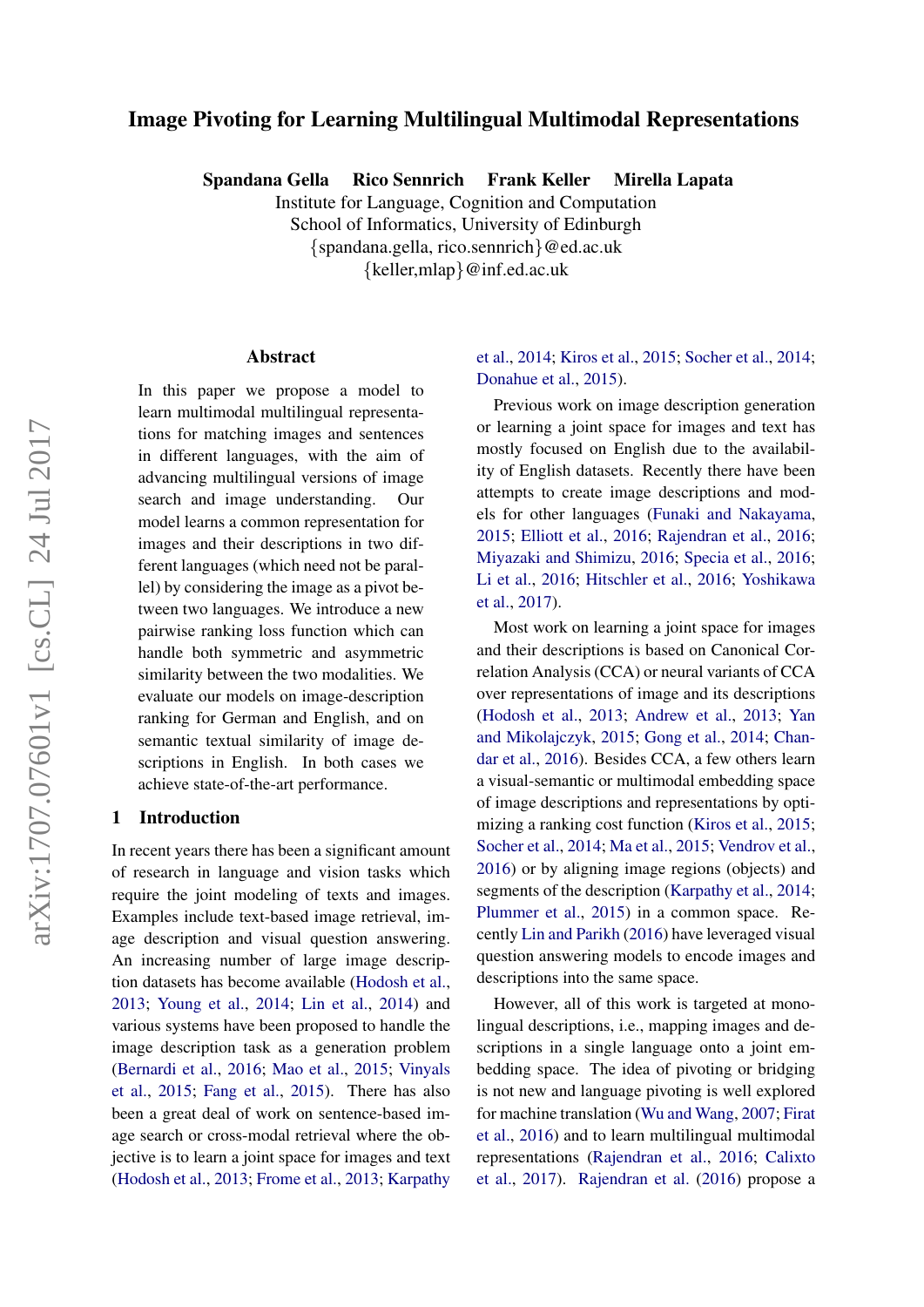# Image Pivoting for Learning Multilingual Multimodal Representations

**Spandana Gella  Rico Sennrich  Frank Keller  Mirella Lapata**

Institute for Language, Cognition and Computation
School of Informatics, University of Edinburgh
{spandana.gella, rico.sennrich}@ed.ac.uk
{keller,mlap}@inf.ed.ac.uk

## Abstract

In this paper we propose a model to learn multimodal multilingual representations for matching images and sentences in different languages, with the aim of advancing multilingual versions of image search and image understanding. Our model learns a common representation for images and their descriptions in two different languages (which need not be parallel) by considering the image as a pivot between two languages. We introduce a new pairwise ranking loss function which can handle both symmetric and asymmetric similarity between the two modalities. We evaluate our models on image-description ranking for German and English, and on semantic textual similarity of image descriptions in English. In both cases we achieve state-of-the-art performance.

## 1 Introduction

In recent years there has been a significant amount of research in language and vision tasks which require the joint modeling of texts and images. Examples include text-based image retrieval, image description and visual question answering. An increasing number of large image description datasets has become available (Hodosh et al., 2013; Young et al., 2014; Lin et al., 2014) and various systems have been proposed to handle the image description task as a generation problem (Bernardi et al., 2016; Mao et al., 2015; Vinyals et al., 2015; Fang et al., 2015). There has also been a great deal of work on sentence-based image search or cross-modal retrieval where the objective is to learn a joint space for images and text (Hodosh et al., 2013; Frome et al., 2013; Karpathy et al., 2014; Kiros et al., 2015; Socher et al., 2014; Donahue et al., 2015).

Previous work on image description generation or learning a joint space for images and text has mostly focused on English due to the availability of English datasets. Recently there have been attempts to create image descriptions and models for other languages (Funaki and Nakayama, 2015; Elliott et al., 2016; Rajendran et al., 2016; Miyazaki and Shimizu, 2016; Specia et al., 2016; Li et al., 2016; Hitschler et al., 2016; Yoshikawa et al., 2017).

Most work on learning a joint space for images and their descriptions is based on Canonical Correlation Analysis (CCA) or neural variants of CCA over representations of image and its descriptions (Hodosh et al., 2013; Andrew et al., 2013; Yan and Mikolajczyk, 2015; Gong et al., 2014; Chandar et al., 2016). Besides CCA, a few others learn a visual-semantic or multimodal embedding space of image descriptions and representations by optimizing a ranking cost function (Kiros et al., 2015; Socher et al., 2014; Ma et al., 2015; Vendrov et al., 2016) or by aligning image regions (objects) and segments of the description (Karpathy et al., 2014; Plummer et al., 2015) in a common space. Recently Lin and Parikh (2016) have leveraged visual question answering models to encode images and descriptions into the same space.

However, all of this work is targeted at monolingual descriptions, i.e., mapping images and descriptions in a single language onto a joint embedding space. The idea of pivoting or bridging is not new and language pivoting is well explored for machine translation (Wu and Wang, 2007; Firat et al., 2016) and to learn multilingual multimodal representations (Rajendran et al., 2016; Calixto et al., 2017). Rajendran et al. (2016) propose a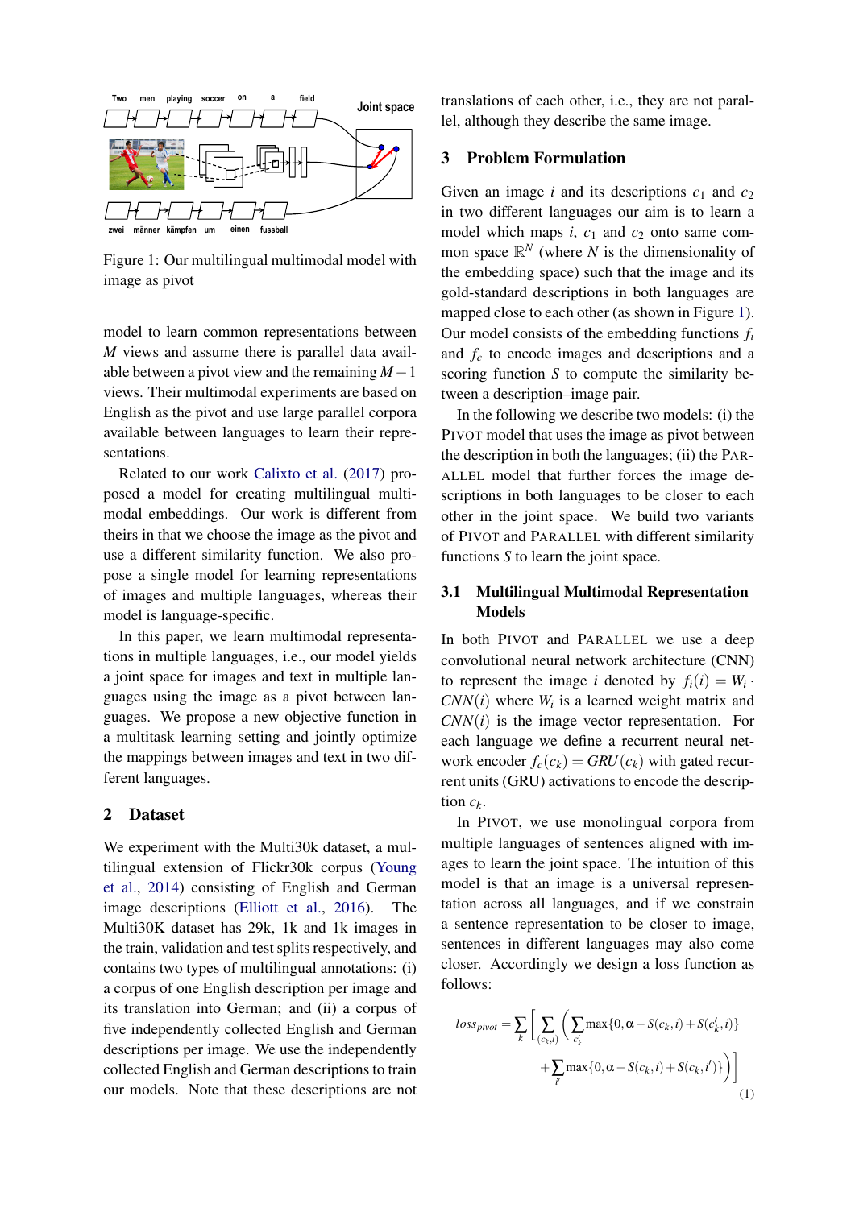Figure 1: Our multilingual multimodal model with image as pivot

model to learn common representations between $M$ views and assume there is parallel data available between a pivot view and the remaining $M-1$ views. Their multimodal experiments are based on English as the pivot and use large parallel corpora available between languages to learn their representations.

Related to our work Calixto et al. (2017) proposed a model for creating multilingual multimodal embeddings. Our work is different from theirs in that we choose the image as the pivot and use a different similarity function. We also propose a single model for learning representations of images and multiple languages, whereas their model is language-specific.

In this paper, we learn multimodal representations in multiple languages, i.e., our model yields a joint space for images and text in multiple languages using the image as a pivot between languages. We propose a new objective function in a multitask learning setting and jointly optimize the mappings between images and text in two different languages.

## 2 Dataset

We experiment with the Multi30k dataset, a multilingual extension of Flickr30k corpus (Young et al., 2014) consisting of English and German image descriptions (Elliott et al., 2016). The Multi30K dataset has 29k, 1k and 1k images in the train, validation and test splits respectively, and contains two types of multilingual annotations: (i) a corpus of one English description per image and its translation into German; and (ii) a corpus of five independently collected English and German descriptions per image. We use the independently collected English and German descriptions to train our models. Note that these descriptions are not translations of each other, i.e., they are not parallel, although they describe the same image.

## 3 Problem Formulation

Given an image $i$ and its descriptions $c_1$ and $c_2$ in two different languages our aim is to learn a model which maps $i$, $c_1$ and $c_2$ onto same common space $\mathbb{R}^N$ (where $N$ is the dimensionality of the embedding space) such that the image and its gold-standard descriptions in both languages are mapped close to each other (as shown in Figure 1). Our model consists of the embedding functions $f_i$ and $f_c$ to encode images and descriptions and a scoring function $S$ to compute the similarity between a description–image pair.

In the following we describe two models: (i) the PIVOT model that uses the image as pivot between the description in both the languages; (ii) the PARALLEL model that further forces the image descriptions in both languages to be closer to each other in the joint space. We build two variants of PIVOT and PARALLEL with different similarity functions $S$ to learn the joint space.

### 3.1 Multilingual Multimodal Representation Models

In both PIVOT and PARALLEL we use a deep convolutional neural network architecture (CNN) to represent the image $i$ denoted by $f_i(i) = W_i \cdot CNN(i)$ where $W_i$ is a learned weight matrix and $CNN(i)$ is the image vector representation. For each language we define a recurrent neural network encoder $f_c(c_k) = GRU(c_k)$ with gated recurrent units (GRU) activations to encode the description $c_k$.

In PIVOT, we use monolingual corpora from multiple languages of sentences aligned with images to learn the joint space. The intuition of this model is that an image is a universal representation across all languages, and if we constrain a sentence representation to be closer to image, sentences in different languages may also come closer. Accordingly we design a loss function as follows:

$$loss_{pivot} = \sum_k \left[ \sum_{(c_k,i)} \left( \sum_{c'_k} \max\{0, \alpha - S(c_k,i) + S(c'_k,i)\} + \sum_{i'} \max\{0, \alpha - S(c_k,i) + S(c_k,i')\} \right) \right] \quad (1)$$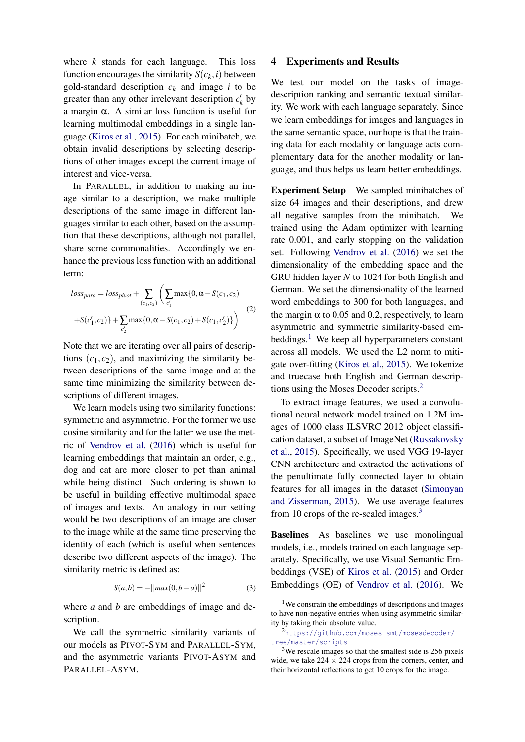where $k$ stands for each language. This loss function encourages the similarity $S(c_k, i)$ between gold-standard description $c_k$ and image $i$ to be greater than any other irrelevant description $c'_k$ by a margin $\alpha$. A similar loss function is useful for learning multimodal embeddings in a single language (Kiros et al., 2015). For each minibatch, we obtain invalid descriptions by selecting descriptions of other images except the current image of interest and vice-versa.

In PARALLEL, in addition to making an image similar to a description, we make multiple descriptions of the same image in different languages similar to each other, based on the assumption that these descriptions, although not parallel, share some commonalities. Accordingly we enhance the previous loss function with an additional term:

$$loss_{para} = loss_{pivot} + \sum_{(c_1,c_2)} \Bigg( \sum_{c'_1} \max\{0, \alpha - S(c_1,c_2) + S(c'_1,c_2)\} + \sum_{c'_2} \max\{0, \alpha - S(c_1,c_2) + S(c_1,c'_2)\} \Bigg) \quad (2)$$

Note that we are iterating over all pairs of descriptions $(c_1, c_2)$, and maximizing the similarity between descriptions of the same image and at the same time minimizing the similarity between descriptions of different images.

We learn models using two similarity functions: symmetric and asymmetric. For the former we use cosine similarity and for the latter we use the metric of Vendrov et al. (2016) which is useful for learning embeddings that maintain an order, e.g., dog and cat are more closer to pet than animal while being distinct. Such ordering is shown to be useful in building effective multimodal space of images and texts. An analogy in our setting would be two descriptions of an image are closer to the image while at the same time preserving the identity of each (which is useful when sentences describe two different aspects of the image). The similarity metric is defined as:

$$S(a,b) = -||max(0, b-a)||^2 \quad (3)$$

where $a$ and $b$ are embeddings of image and description.

We call the symmetric similarity variants of our models as PIVOT-SYM and PARALLEL-SYM, and the asymmetric variants PIVOT-ASYM and PARALLEL-ASYM.

# 4 Experiments and Results

We test our model on the tasks of image-description ranking and semantic textual similarity. We work with each language separately. Since we learn embeddings for images and languages in the same semantic space, our hope is that the training data for each modality or language acts complementary data for the another modality or language, and thus helps us learn better embeddings.

**Experiment Setup** We sampled minibatches of size 64 images and their descriptions, and drew all negative samples from the minibatch. We trained using the Adam optimizer with learning rate 0.001, and early stopping on the validation set. Following Vendrov et al. (2016) we set the dimensionality of the embedding space and the GRU hidden layer $N$ to 1024 for both English and German. We set the dimensionality of the learned word embeddings to 300 for both languages, and the margin $\alpha$ to 0.05 and 0.2, respectively, to learn asymmetric and symmetric similarity-based embeddings.[1] We keep all hyperparameters constant across all models. We used the L2 norm to mitigate over-fitting (Kiros et al., 2015). We tokenize and truecase both English and German descriptions using the Moses Decoder scripts.[2]

To extract image features, we used a convolutional neural network model trained on 1.2M images of 1000 class ILSVRC 2012 object classification dataset, a subset of ImageNet (Russakovsky et al., 2015). Specifically, we used VGG 19-layer CNN architecture and extracted the activations of the penultimate fully connected layer to obtain features for all images in the dataset (Simonyan and Zisserman, 2015). We use average features from 10 crops of the re-scaled images.[3]

**Baselines** As baselines we use monolingual models, i.e., models trained on each language separately. Specifically, we use Visual Semantic Embeddings (VSE) of Kiros et al. (2015) and Order Embeddings (OE) of Vendrov et al. (2016). We

[1] We constrain the embeddings of descriptions and images to have non-negative entries when using asymmetric similarity by taking their absolute value.

[2] https://github.com/moses-smt/mosesdecoder/tree/master/scripts

[3] We rescale images so that the smallest side is 256 pixels wide, we take 224 × 224 crops from the corners, center, and their horizontal reflections to get 10 crops for the image.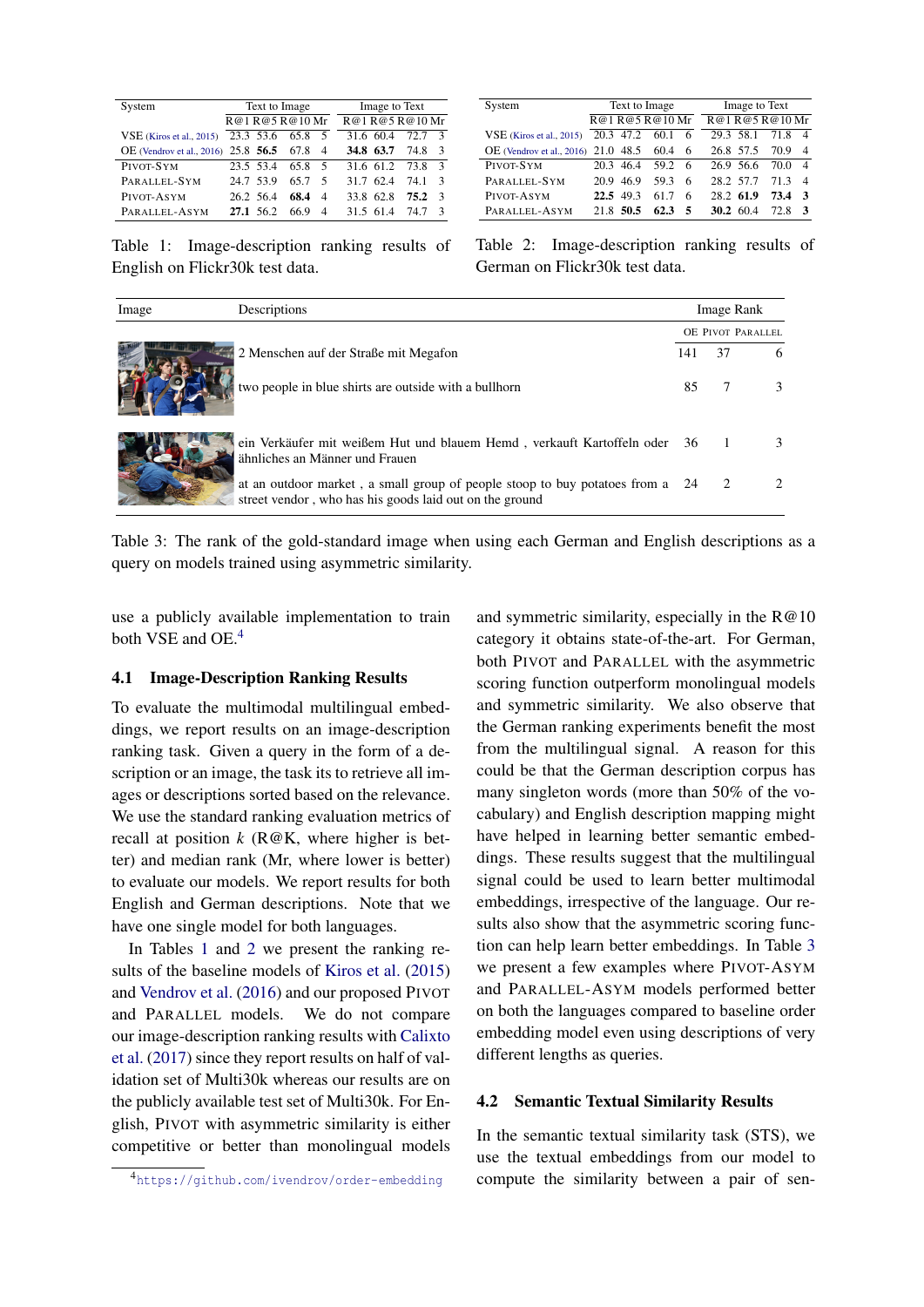| System | Text to Image | | | | Image to Text | | | |
|---|---|---|---|---|---|---|---|---|
| | R@1 | R@5 | R@10 | Mr | R@1 | R@5 | R@10 | Mr |
| VSE (Kiros et al., 2015) | 23.3 | 53.6 | 65.8 | 5 | 31.6 | 60.4 | 72.7 | 3 |
| OE (Vendrov et al., 2016) | 25.8 | **56.5** | 67.8 | 4 | **34.8** | **63.7** | 74.8 | 3 |
| PIVOT-SYM | 23.5 | 53.4 | 65.8 | 5 | 31.6 | 61.2 | 73.8 | 3 |
| PARALLEL-SYM | 24.7 | 53.9 | 65.7 | 5 | 31.7 | 62.4 | 74.1 | 3 |
| PIVOT-ASYM | 26.2 | 56.4 | **68.4** | 4 | 33.8 | 62.8 | **75.2** | 3 |
| PARALLEL-ASYM | **27.1** | 56.2 | 66.9 | 4 | 31.5 | 61.4 | 74.7 | 3 |

Table 1: Image-description ranking results of English on Flickr30k test data.

| System | Text to Image | | | | Image to Text | | | |
|---|---|---|---|---|---|---|---|---|
| | R@1 | R@5 | R@10 | Mr | R@1 | R@5 | R@10 | Mr |
| VSE (Kiros et al., 2015) | 20.3 | 47.2 | 60.1 | 6 | 29.3 | 58.1 | 71.8 | 4 |
| OE (Vendrov et al., 2016) | 21.0 | 48.5 | 60.4 | 6 | 26.8 | 57.5 | 70.9 | 4 |
| PIVOT-SYM | 20.3 | 46.4 | 59.2 | 6 | 26.9 | 56.6 | 70.0 | 4 |
| PARALLEL-SYM | 20.9 | 46.9 | 59.3 | 6 | 28.2 | 57.7 | 71.3 | 4 |
| PIVOT-ASYM | **22.5** | 49.3 | 61.7 | 6 | 28.2 | **61.9** | **73.4** | **3** |
| PARALLEL-ASYM | 21.8 | **50.5** | **62.3** | **5** | **30.2** | 60.4 | 72.8 | **3** |

Table 2: Image-description ranking results of German on Flickr30k test data.

| Image | Descriptions | Image Rank | | |
|---|---|---|---|---|
| | | OE | PIVOT | PARALLEL |
| | 2 Menschen auf der Straße mit Megafon | 141 | 37 | 6 |
| | two people in blue shirts are outside with a bullhorn | 85 | 7 | 3 |
| | ein Verkäufer mit weißem Hut und blauem Hemd , verkauft Kartoffeln oder ähnliches an Männer und Frauen | 36 | 1 | 3 |
| | at an outdoor market , a small group of people stoop to buy potatoes from a street vendor , who has his goods laid out on the ground | 24 | 2 | 2 |

Table 3: The rank of the gold-standard image when using each German and English descriptions as a query on models trained using asymmetric similarity.

use a publicly available implementation to train both VSE and OE.[4]

### 4.1 Image-Description Ranking Results

To evaluate the multimodal multilingual embeddings, we report results on an image-description ranking task. Given a query in the form of a description or an image, the task its to retrieve all images or descriptions sorted based on the relevance. We use the standard ranking evaluation metrics of recall at position $k$ (R@K, where higher is better) and median rank (Mr, where lower is better) to evaluate our models. We report results for both English and German descriptions. Note that we have one single model for both languages.

In Tables 1 and 2 we present the ranking results of the baseline models of Kiros et al. (2015) and Vendrov et al. (2016) and our proposed PIVOT and PARALLEL models. We do not compare our image-description ranking results with Calixto et al. (2017) since they report results on half of validation set of Multi30k whereas our results are on the publicly available test set of Multi30k. For English, PIVOT with asymmetric similarity is either competitive or better than monolingual models and symmetric similarity, especially in the R@10 category it obtains state-of-the-art. For German, both PIVOT and PARALLEL with the asymmetric scoring function outperform monolingual models and symmetric similarity. We also observe that the German ranking experiments benefit the most from the multilingual signal. A reason for this could be that the German description corpus has many singleton words (more than 50% of the vocabulary) and English description mapping might have helped in learning better semantic embeddings. These results suggest that the multilingual signal could be used to learn better multimodal embeddings, irrespective of the language. Our results also show that the asymmetric scoring function can help learn better embeddings. In Table 3 we present a few examples where PIVOT-ASYM and PARALLEL-ASYM models performed better on both the languages compared to baseline order embedding model even using descriptions of very different lengths as queries.

### 4.2 Semantic Textual Similarity Results

In the semantic textual similarity task (STS), we use the textual embeddings from our model to compute the similarity between a pair of sen-

[4] https://github.com/ivendrov/order-embedding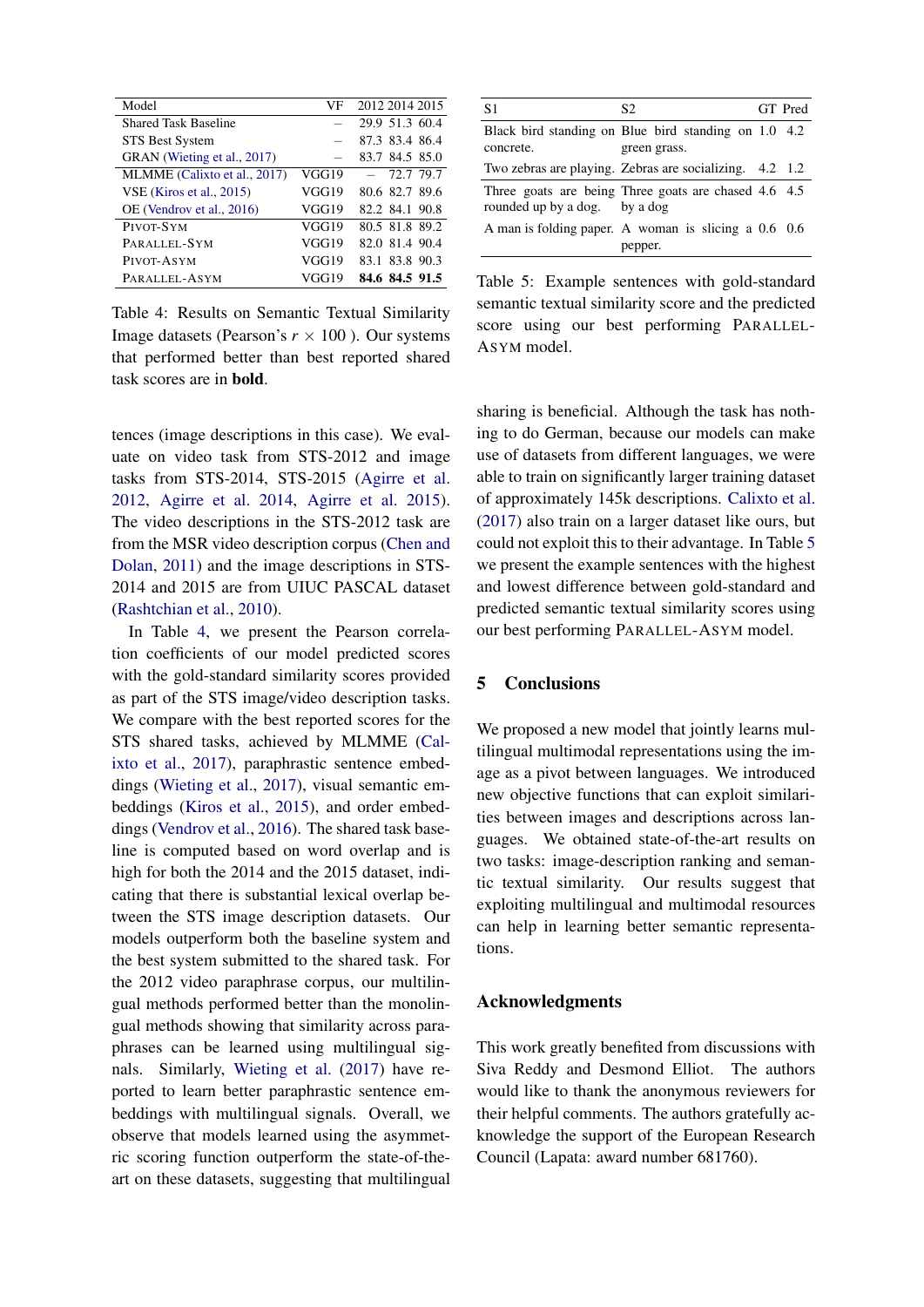| Model | VF | 2012 | 2014 | 2015 |
|---|---|---|---|---|
| Shared Task Baseline | – | 29.9 | 51.3 | 60.4 |
| STS Best System | – | 87.3 | 83.4 | 86.4 |
| GRAN (Wieting et al., 2017) | – | 83.7 | 84.5 | 85.0 |
| MLMME (Calixto et al., 2017) | VGG19 | – | 72.7 | 79.7 |
| VSE (Kiros et al., 2015) | VGG19 | 80.6 | 82.7 | 89.6 |
| OE (Vendrov et al., 2016) | VGG19 | 82.2 | 84.1 | 90.8 |
| PIVOT-SYM | VGG19 | 80.5 | 81.8 | 89.2 |
| PARALLEL-SYM | VGG19 | 82.0 | 81.4 | 90.4 |
| PIVOT-ASYM | VGG19 | 83.1 | 83.8 | 90.3 |
| PARALLEL-ASYM | VGG19 | **84.6** | **84.5** | **91.5** |

Table 4: Results on Semantic Textual Similarity Image datasets (Pearson's $r \times 100$ ). Our systems that performed better than best reported shared task scores are in **bold**.

tences (image descriptions in this case). We evaluate on video task from STS-2012 and image tasks from STS-2014, STS-2015 (Agirre et al. 2012, Agirre et al. 2014, Agirre et al. 2015). The video descriptions in the STS-2012 task are from the MSR video description corpus (Chen and Dolan, 2011) and the image descriptions in STS-2014 and 2015 are from UIUC PASCAL dataset (Rashtchian et al., 2010).

In Table 4, we present the Pearson correlation coefficients of our model predicted scores with the gold-standard similarity scores provided as part of the STS image/video description tasks. We compare with the best reported scores for the STS shared tasks, achieved by MLMME (Calixto et al., 2017), paraphrastic sentence embeddings (Wieting et al., 2017), visual semantic embeddings (Kiros et al., 2015), and order embeddings (Vendrov et al., 2016). The shared task baseline is computed based on word overlap and is high for both the 2014 and the 2015 dataset, indicating that there is substantial lexical overlap between the STS image description datasets. Our models outperform both the baseline system and the best system submitted to the shared task. For the 2012 video paraphrase corpus, our multilingual methods performed better than the monolingual methods showing that similarity across paraphrases can be learned using multilingual signals. Similarly, Wieting et al. (2017) have reported to learn better paraphrastic sentence embeddings with multilingual signals. Overall, we observe that models learned using the asymmetric scoring function outperform the state-of-the-art on these datasets, suggesting that multilingual

| S1 | S2 | GT | Pred |
|---|---|---|---|
| Black bird standing on concrete. | Blue bird standing on green grass. | 1.0 | 4.2 |
| Two zebras are playing. | Zebras are socializing. | 4.2 | 1.2 |
| Three goats are being rounded up by a dog. | Three goats are chased by a dog | 4.6 | 4.5 |
| A man is folding paper. | A woman is slicing a pepper. | 0.6 | 0.6 |

Table 5: Example sentences with gold-standard semantic textual similarity score and the predicted score using our best performing PARALLEL-ASYM model.

sharing is beneficial. Although the task has nothing to do German, because our models can make use of datasets from different languages, we were able to train on significantly larger training dataset of approximately 145k descriptions. Calixto et al. (2017) also train on a larger dataset like ours, but could not exploit this to their advantage. In Table 5 we present the example sentences with the highest and lowest difference between gold-standard and predicted semantic textual similarity scores using our best performing PARALLEL-ASYM model.

## 5 Conclusions

We proposed a new model that jointly learns multilingual multimodal representations using the image as a pivot between languages. We introduced new objective functions that can exploit similarities between images and descriptions across languages. We obtained state-of-the-art results on two tasks: image-description ranking and semantic textual similarity. Our results suggest that exploiting multilingual and multimodal resources can help in learning better semantic representations.

## Acknowledgments

This work greatly benefited from discussions with Siva Reddy and Desmond Elliot. The authors would like to thank the anonymous reviewers for their helpful comments. The authors gratefully acknowledge the support of the European Research Council (Lapata: award number 681760).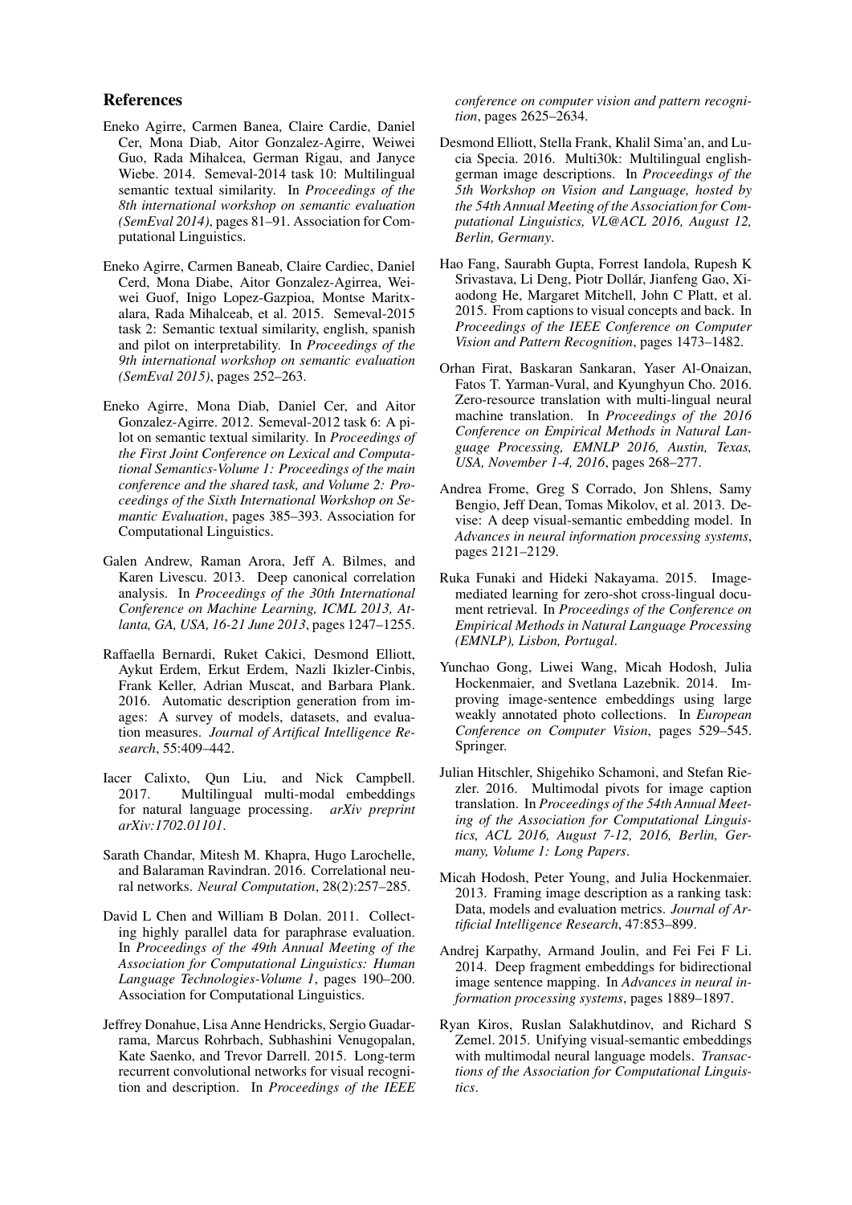## References

Eneko Agirre, Carmen Banea, Claire Cardie, Daniel Cer, Mona Diab, Aitor Gonzalez-Agirre, Weiwei Guo, Rada Mihalcea, German Rigau, and Janyce Wiebe. 2014. Semeval-2014 task 10: Multilingual semantic textual similarity. In *Proceedings of the 8th international workshop on semantic evaluation (SemEval 2014)*, pages 81–91. Association for Computational Linguistics.

Eneko Agirre, Carmen Baneab, Claire Cardiec, Daniel Cerd, Mona Diabe, Aitor Gonzalez-Agirrea, Weiwei Guof, Inigo Lopez-Gazpioa, Montse Maritxalara, Rada Mihalceab, et al. 2015. Semeval-2015 task 2: Semantic textual similarity, english, spanish and pilot on interpretability. In *Proceedings of the 9th international workshop on semantic evaluation (SemEval 2015)*, pages 252–263.

Eneko Agirre, Mona Diab, Daniel Cer, and Aitor Gonzalez-Agirre. 2012. Semeval-2012 task 6: A pilot on semantic textual similarity. In *Proceedings of the First Joint Conference on Lexical and Computational Semantics-Volume 1: Proceedings of the main conference and the shared task, and Volume 2: Proceedings of the Sixth International Workshop on Semantic Evaluation*, pages 385–393. Association for Computational Linguistics.

Galen Andrew, Raman Arora, Jeff A. Bilmes, and Karen Livescu. 2013. Deep canonical correlation analysis. In *Proceedings of the 30th International Conference on Machine Learning, ICML 2013, Atlanta, GA, USA, 16-21 June 2013*, pages 1247–1255.

Raffaella Bernardi, Ruket Cakici, Desmond Elliott, Aykut Erdem, Erkut Erdem, Nazli Ikizler-Cinbis, Frank Keller, Adrian Muscat, and Barbara Plank. 2016. Automatic description generation from images: A survey of models, datasets, and evaluation measures. *Journal of Artifical Intelligence Research*, 55:409–442.

Iacer Calixto, Qun Liu, and Nick Campbell. 2017. Multilingual multi-modal embeddings for natural language processing. *arXiv preprint arXiv:1702.01101*.

Sarath Chandar, Mitesh M. Khapra, Hugo Larochelle, and Balaraman Ravindran. 2016. Correlational neural networks. *Neural Computation*, 28(2):257–285.

David L Chen and William B Dolan. 2011. Collecting highly parallel data for paraphrase evaluation. In *Proceedings of the 49th Annual Meeting of the Association for Computational Linguistics: Human Language Technologies-Volume 1*, pages 190–200. Association for Computational Linguistics.

Jeffrey Donahue, Lisa Anne Hendricks, Sergio Guadarrama, Marcus Rohrbach, Subhashini Venugopalan, Kate Saenko, and Trevor Darrell. 2015. Long-term recurrent convolutional networks for visual recognition and description. In *Proceedings of the IEEE conference on computer vision and pattern recognition*, pages 2625–2634.

Desmond Elliott, Stella Frank, Khalil Sima'an, and Lucia Specia. 2016. Multi30k: Multilingual english-german image descriptions. In *Proceedings of the 5th Workshop on Vision and Language, hosted by the 54th Annual Meeting of the Association for Computational Linguistics, VL@ACL 2016, August 12, Berlin, Germany*.

Hao Fang, Saurabh Gupta, Forrest Iandola, Rupesh K Srivastava, Li Deng, Piotr Dollár, Jianfeng Gao, Xiaodong He, Margaret Mitchell, John C Platt, et al. 2015. From captions to visual concepts and back. In *Proceedings of the IEEE Conference on Computer Vision and Pattern Recognition*, pages 1473–1482.

Orhan Firat, Baskaran Sankaran, Yaser Al-Onaizan, Fatos T. Yarman-Vural, and Kyunghyun Cho. 2016. Zero-resource translation with multi-lingual neural machine translation. In *Proceedings of the 2016 Conference on Empirical Methods in Natural Language Processing, EMNLP 2016, Austin, Texas, USA, November 1-4, 2016*, pages 268–277.

Andrea Frome, Greg S Corrado, Jon Shlens, Samy Bengio, Jeff Dean, Tomas Mikolov, et al. 2013. Devise: A deep visual-semantic embedding model. In *Advances in neural information processing systems*, pages 2121–2129.

Ruka Funaki and Hideki Nakayama. 2015. Image-mediated learning for zero-shot cross-lingual document retrieval. In *Proceedings of the Conference on Empirical Methods in Natural Language Processing (EMNLP), Lisbon, Portugal*.

Yunchao Gong, Liwei Wang, Micah Hodosh, Julia Hockenmaier, and Svetlana Lazebnik. 2014. Improving image-sentence embeddings using large weakly annotated photo collections. In *European Conference on Computer Vision*, pages 529–545. Springer.

Julian Hitschler, Shigehiko Schamoni, and Stefan Riezler. 2016. Multimodal pivots for image caption translation. In *Proceedings of the 54th Annual Meeting of the Association for Computational Linguistics, ACL 2016, August 7-12, 2016, Berlin, Germany, Volume 1: Long Papers*.

Micah Hodosh, Peter Young, and Julia Hockenmaier. 2013. Framing image description as a ranking task: Data, models and evaluation metrics. *Journal of Artificial Intelligence Research*, 47:853–899.

Andrej Karpathy, Armand Joulin, and Fei Fei F Li. 2014. Deep fragment embeddings for bidirectional image sentence mapping. In *Advances in neural information processing systems*, pages 1889–1897.

Ryan Kiros, Ruslan Salakhutdinov, and Richard S Zemel. 2015. Unifying visual-semantic embeddings with multimodal neural language models. *Transactions of the Association for Computational Linguistics*.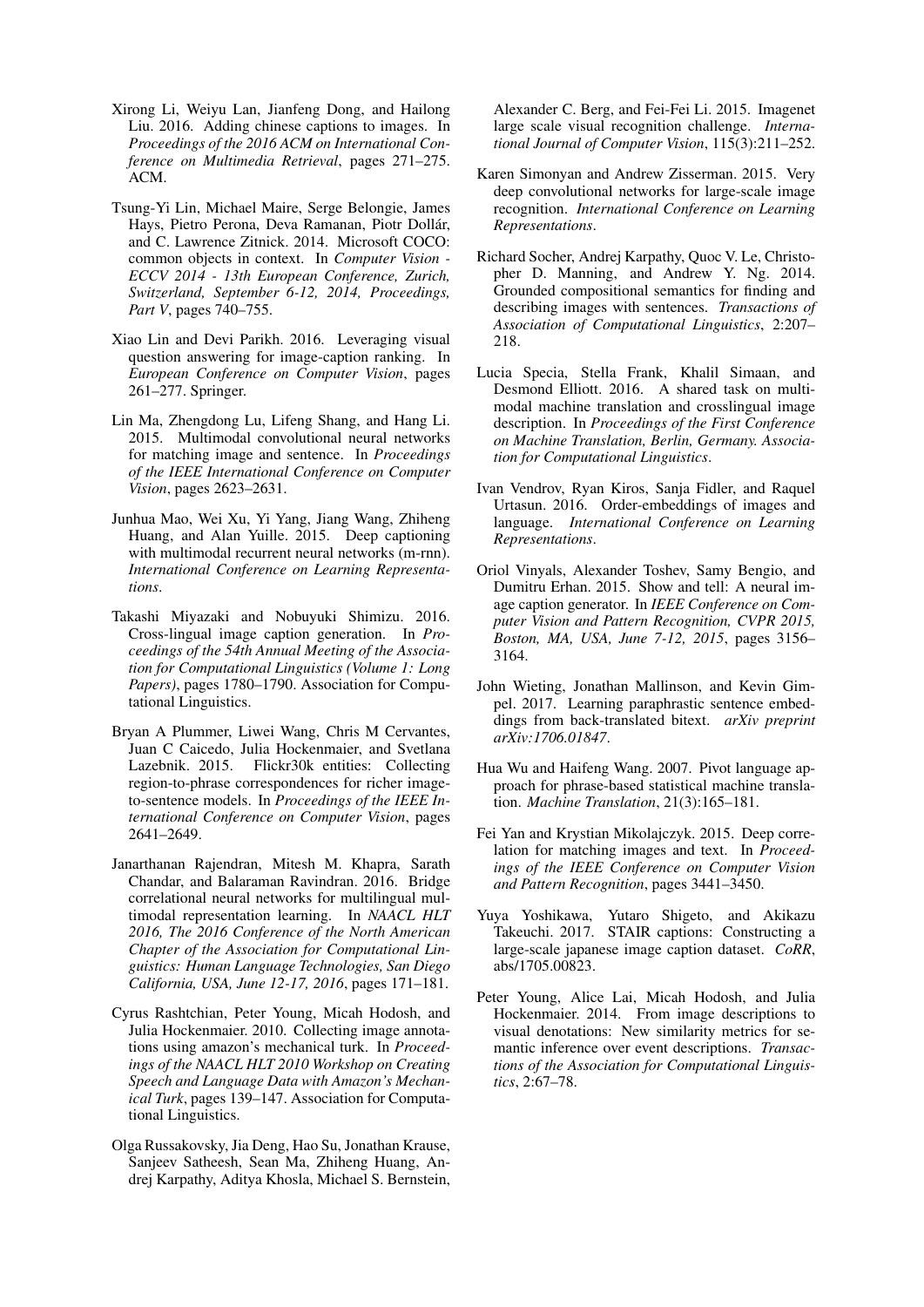Xirong Li, Weiyu Lan, Jianfeng Dong, and Hailong Liu. 2016. Adding chinese captions to images. In *Proceedings of the 2016 ACM on International Conference on Multimedia Retrieval*, pages 271–275. ACM.

Tsung-Yi Lin, Michael Maire, Serge Belongie, James Hays, Pietro Perona, Deva Ramanan, Piotr Dollár, and C. Lawrence Zitnick. 2014. Microsoft COCO: common objects in context. In *Computer Vision - ECCV 2014 - 13th European Conference, Zurich, Switzerland, September 6-12, 2014, Proceedings, Part V*, pages 740–755.

Xiao Lin and Devi Parikh. 2016. Leveraging visual question answering for image-caption ranking. In *European Conference on Computer Vision*, pages 261–277. Springer.

Lin Ma, Zhengdong Lu, Lifeng Shang, and Hang Li. 2015. Multimodal convolutional neural networks for matching image and sentence. In *Proceedings of the IEEE International Conference on Computer Vision*, pages 2623–2631.

Junhua Mao, Wei Xu, Yi Yang, Jiang Wang, Zhiheng Huang, and Alan Yuille. 2015. Deep captioning with multimodal recurrent neural networks (m-rnn). *International Conference on Learning Representations*.

Takashi Miyazaki and Nobuyuki Shimizu. 2016. Cross-lingual image caption generation. In *Proceedings of the 54th Annual Meeting of the Association for Computational Linguistics (Volume 1: Long Papers)*, pages 1780–1790. Association for Computational Linguistics.

Bryan A Plummer, Liwei Wang, Chris M Cervantes, Juan C Caicedo, Julia Hockenmaier, and Svetlana Lazebnik. 2015. Flickr30k entities: Collecting region-to-phrase correspondences for richer image-to-sentence models. In *Proceedings of the IEEE International Conference on Computer Vision*, pages 2641–2649.

Janarthanan Rajendran, Mitesh M. Khapra, Sarath Chandar, and Balaraman Ravindran. 2016. Bridge correlational neural networks for multilingual multimodal representation learning. In *NAACL HLT 2016, The 2016 Conference of the North American Chapter of the Association for Computational Linguistics: Human Language Technologies, San Diego California, USA, June 12-17, 2016*, pages 171–181.

Cyrus Rashtchian, Peter Young, Micah Hodosh, and Julia Hockenmaier. 2010. Collecting image annotations using amazon's mechanical turk. In *Proceedings of the NAACL HLT 2010 Workshop on Creating Speech and Language Data with Amazon's Mechanical Turk*, pages 139–147. Association for Computational Linguistics.

Olga Russakovsky, Jia Deng, Hao Su, Jonathan Krause, Sanjeev Satheesh, Sean Ma, Zhiheng Huang, Andrej Karpathy, Aditya Khosla, Michael S. Bernstein, Alexander C. Berg, and Fei-Fei Li. 2015. Imagenet large scale visual recognition challenge. *International Journal of Computer Vision*, 115(3):211–252.

Karen Simonyan and Andrew Zisserman. 2015. Very deep convolutional networks for large-scale image recognition. *International Conference on Learning Representations*.

Richard Socher, Andrej Karpathy, Quoc V. Le, Christopher D. Manning, and Andrew Y. Ng. 2014. Grounded compositional semantics for finding and describing images with sentences. *Transactions of Association of Computational Linguistics*, 2:207–218.

Lucia Specia, Stella Frank, Khalil Simaan, and Desmond Elliott. 2016. A shared task on multimodal machine translation and crosslingual image description. In *Proceedings of the First Conference on Machine Translation, Berlin, Germany. Association for Computational Linguistics*.

Ivan Vendrov, Ryan Kiros, Sanja Fidler, and Raquel Urtasun. 2016. Order-embeddings of images and language. *International Conference on Learning Representations*.

Oriol Vinyals, Alexander Toshev, Samy Bengio, and Dumitru Erhan. 2015. Show and tell: A neural image caption generator. In *IEEE Conference on Computer Vision and Pattern Recognition, CVPR 2015, Boston, MA, USA, June 7-12, 2015*, pages 3156–3164.

John Wieting, Jonathan Mallinson, and Kevin Gimpel. 2017. Learning paraphrastic sentence embeddings from back-translated bitext. *arXiv preprint arXiv:1706.01847*.

Hua Wu and Haifeng Wang. 2007. Pivot language approach for phrase-based statistical machine translation. *Machine Translation*, 21(3):165–181.

Fei Yan and Krystian Mikolajczyk. 2015. Deep correlation for matching images and text. In *Proceedings of the IEEE Conference on Computer Vision and Pattern Recognition*, pages 3441–3450.

Yuya Yoshikawa, Yutaro Shigeto, and Akikazu Takeuchi. 2017. STAIR captions: Constructing a large-scale japanese image caption dataset. *CoRR*, abs/1705.00823.

Peter Young, Alice Lai, Micah Hodosh, and Julia Hockenmaier. 2014. From image descriptions to visual denotations: New similarity metrics for semantic inference over event descriptions. *Transactions of the Association for Computational Linguistics*, 2:67–78.